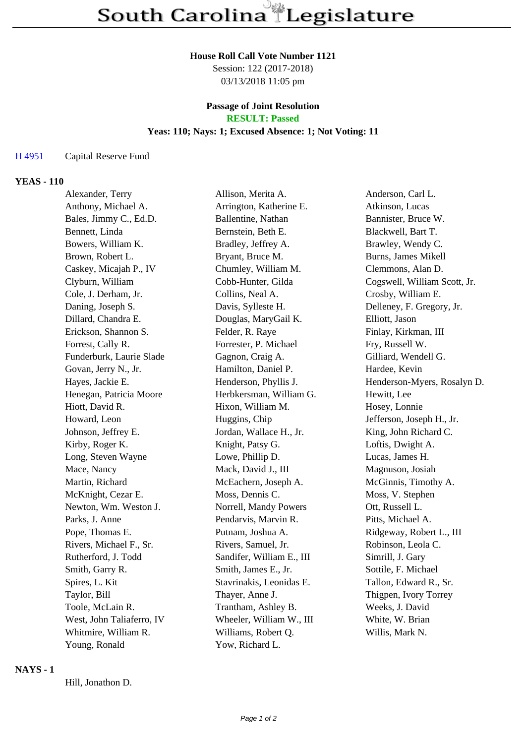# South Carolina Legislature

**House Roll Call Vote Number 1121**

Session: 122 (2017-2018)

03/13/2018 11:05 pm

**Passage of Joint Resolution**

**RESULT: Passed**

**Yeas: 110; Nays: 1; Excused Absence: 1; Not Voting: 11**

H 4951 Capital Reserve Fund

## YEAS - 110

| | | |
|---|---|---|
| Alexander, Terry | Allison, Merita A. | Anderson, Carl L. |
| Anthony, Michael A. | Arrington, Katherine E. | Atkinson, Lucas |
| Bales, Jimmy C., Ed.D. | Ballentine, Nathan | Bannister, Bruce W. |
| Bennett, Linda | Bernstein, Beth E. | Blackwell, Bart T. |
| Bowers, William K. | Bradley, Jeffrey A. | Brawley, Wendy C. |
| Brown, Robert L. | Bryant, Bruce M. | Burns, James Mikell |
| Caskey, Micajah P., IV | Chumley, William M. | Clemmons, Alan D. |
| Clyburn, William | Cobb-Hunter, Gilda | Cogswell, William Scott, Jr. |
| Cole, J. Derham, Jr. | Collins, Neal A. | Crosby, William E. |
| Daning, Joseph S. | Davis, Sylleste H. | Delleney, F. Gregory, Jr. |
| Dillard, Chandra E. | Douglas, MaryGail K. | Elliott, Jason |
| Erickson, Shannon S. | Felder, R. Raye | Finlay, Kirkman, III |
| Forrest, Cally R. | Forrester, P. Michael | Fry, Russell W. |
| Funderburk, Laurie Slade | Gagnon, Craig A. | Gilliard, Wendell G. |
| Govan, Jerry N., Jr. | Hamilton, Daniel P. | Hardee, Kevin |
| Hayes, Jackie E. | Henderson, Phyllis J. | Henderson-Myers, Rosalyn D. |
| Henegan, Patricia Moore | Herbkersman, William G. | Hewitt, Lee |
| Hiott, David R. | Hixon, William M. | Hosey, Lonnie |
| Howard, Leon | Huggins, Chip | Jefferson, Joseph H., Jr. |
| Johnson, Jeffrey E. | Jordan, Wallace H., Jr. | King, John Richard C. |
| Kirby, Roger K. | Knight, Patsy G. | Loftis, Dwight A. |
| Long, Steven Wayne | Lowe, Phillip D. | Lucas, James H. |
| Mace, Nancy | Mack, David J., III | Magnuson, Josiah |
| Martin, Richard | McEachern, Joseph A. | McGinnis, Timothy A. |
| McKnight, Cezar E. | Moss, Dennis C. | Moss, V. Stephen |
| Newton, Wm. Weston J. | Norrell, Mandy Powers | Ott, Russell L. |
| Parks, J. Anne | Pendarvis, Marvin R. | Pitts, Michael A. |
| Pope, Thomas E. | Putnam, Joshua A. | Ridgeway, Robert L., III |
| Rivers, Michael F., Sr. | Rivers, Samuel, Jr. | Robinson, Leola C. |
| Rutherford, J. Todd | Sandifer, William E., III | Simrill, J. Gary |
| Smith, Garry R. | Smith, James E., Jr. | Sottile, F. Michael |
| Spires, L. Kit | Stavrinakis, Leonidas E. | Tallon, Edward R., Sr. |
| Taylor, Bill | Thayer, Anne J. | Thigpen, Ivory Torrey |
| Toole, McLain R. | Trantham, Ashley B. | Weeks, J. David |
| West, John Taliaferro, IV | Wheeler, William W., III | White, W. Brian |
| Whitmire, William R. | Williams, Robert Q. | Willis, Mark N. |
| Young, Ronald | Yow, Richard L. | |

## NAYS - 1

Hill, Jonathon D.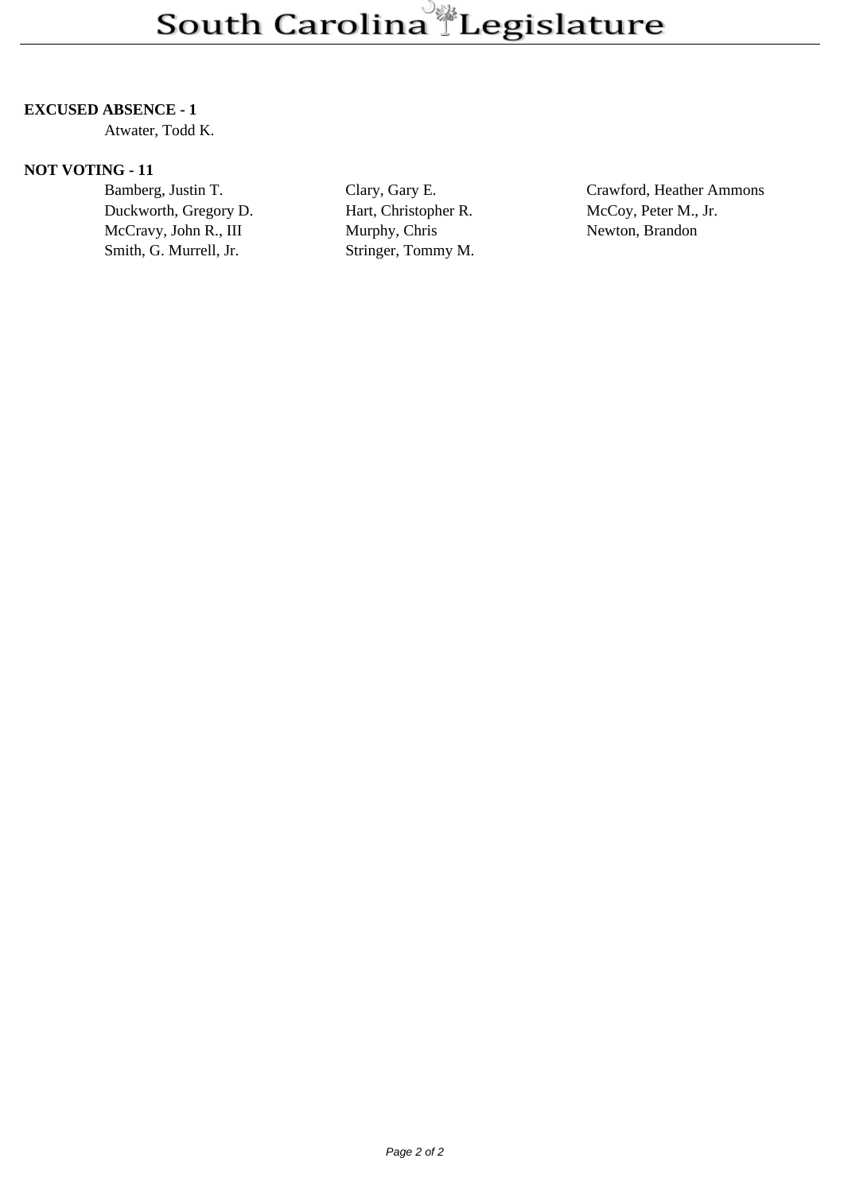**EXCUSED ABSENCE - 1**

Atwater, Todd K.

**NOT VOTING - 11**

| | | |
|---|---|---|
| Bamberg, Justin T. | Clary, Gary E. | Crawford, Heather Ammons |
| Duckworth, Gregory D. | Hart, Christopher R. | McCoy, Peter M., Jr. |
| McCravy, John R., III | Murphy, Chris | Newton, Brandon |
| Smith, G. Murrell, Jr. | Stringer, Tommy M. | |